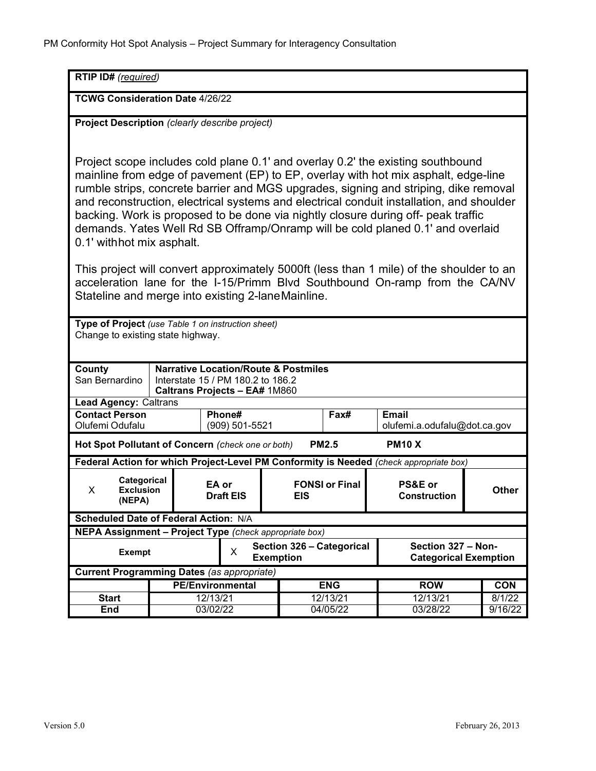PM Conformity Hot Spot Analysis – Project Summary for Interagency Consultation

**RTIP ID#** *(required)*

**TCWG Consideration Date** 4/26/22

**Project Description** *(clearly describe project)*

Project scope includes cold plane 0.1' and overlay 0.2' the existing southbound mainline from edge of pavement (EP) to EP, overlay with hot mix asphalt, edge-line rumble strips, concrete barrier and MGS upgrades, signing and striping, dike removal and reconstruction, electrical systems and electrical conduit installation, and shoulder backing. Work is proposed to be done via nightly closure during off- peak traffic demands. Yates Well Rd SB Offramp/Onramp will be cold planed 0.1' and overlaid 0.1' withhot mix asphalt.

This project will convert approximately 5000ft (less than 1 mile) of the shoulder to an acceleration lane for the I-15/Primm Blvd Southbound On-ramp from the CA/NV Stateline and merge into existing 2-laneMainline.

**Type of Project** *(use Table 1 on instruction sheet)*
Change to existing state highway.

| **County** | **Narrative Location/Route & Postmiles** | | |
|---|---|---|---|
| San Bernardino | Interstate 15 / PM 180.2 to 186.2<br>**Caltrans Projects – EA#** 1M860 | | |
| **Lead Agency:** Caltrans | | | |
| **Contact Person**<br>Olufemi Odufalu | **Phone#**<br>(909) 501-5521 | **Fax#** | **Email**<br>olufemi.a.odufalu@dot.ca.gov |

**Hot Spot Pollutant of Concern** *(check one or both)* **PM2.5** **PM10 X**

**Federal Action for which Project-Level PM Conformity is Needed** *(check appropriate box)*

| X | Categorical Exclusion (NEPA) | | EA or Draft EIS | | FONSI or Final EIS | | PS&E or Construction | | Other |
|---|---|---|---|---|---|---|---|---|---|

**Scheduled Date of Federal Action:** N/A

**NEPA Assignment – Project Type** *(check appropriate box)*

| | Exempt | X | Section 326 – Categorical Exemption | | Section 327 – Non-Categorical Exemption |
|---|---|---|---|---|---|

**Current Programming Dates** *(as appropriate)*

| | PE/Environmental | ENG | ROW | CON |
|---|---|---|---|---|
| **Start** | 12/13/21 | 12/13/21 | 12/13/21 | 8/1/22 |
| **End** | 03/02/22 | 04/05/22 | 03/28/22 | 9/16/22 |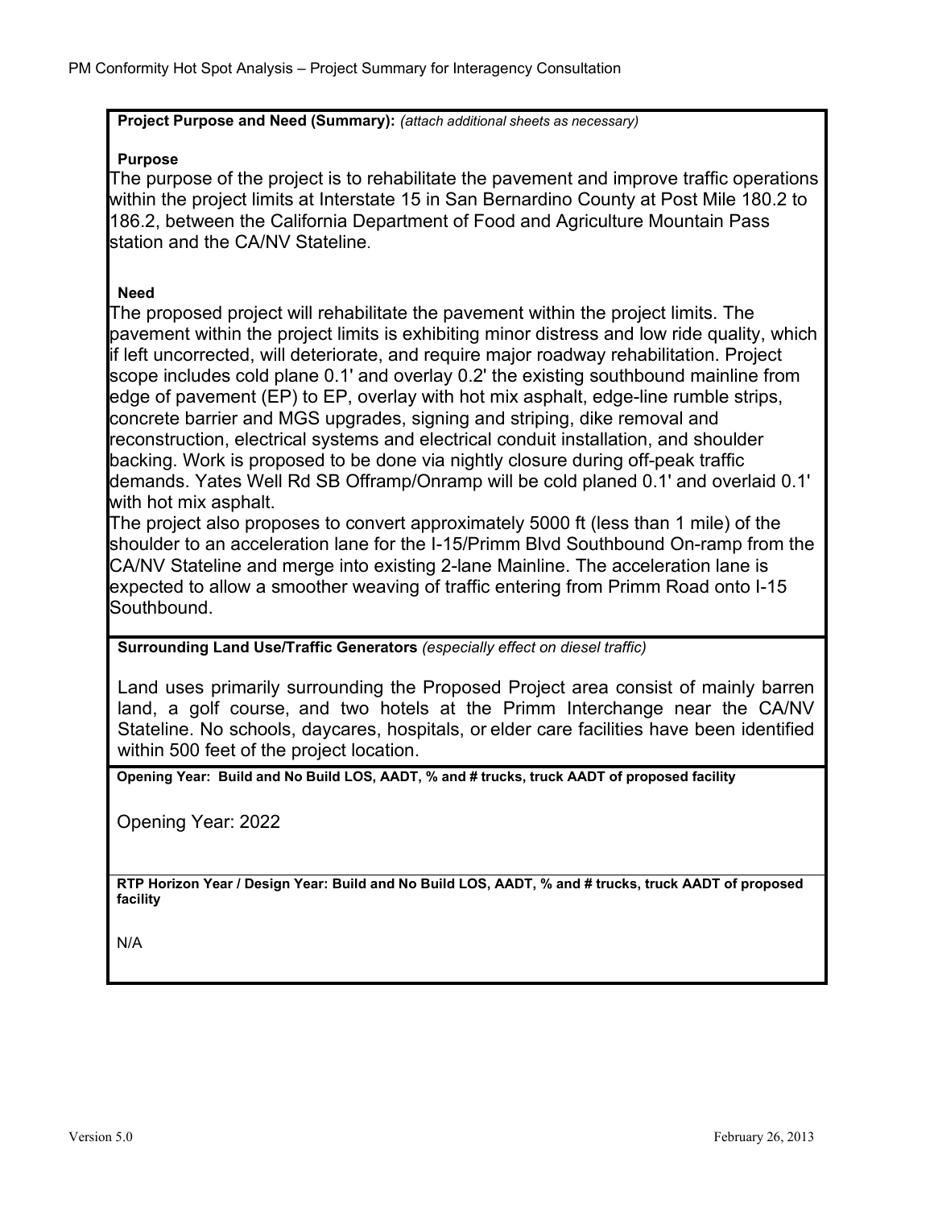**Project Purpose and Need (Summary):** *(attach additional sheets as necessary)*

**Purpose**

The purpose of the project is to rehabilitate the pavement and improve traffic operations within the project limits at Interstate 15 in San Bernardino County at Post Mile 180.2 to 186.2, between the California Department of Food and Agriculture Mountain Pass station and the CA/NV Stateline.

**Need**

The proposed project will rehabilitate the pavement within the project limits. The pavement within the project limits is exhibiting minor distress and low ride quality, which if left uncorrected, will deteriorate, and require major roadway rehabilitation. Project scope includes cold plane 0.1' and overlay 0.2' the existing southbound mainline from edge of pavement (EP) to EP, overlay with hot mix asphalt, edge-line rumble strips, concrete barrier and MGS upgrades, signing and striping, dike removal and reconstruction, electrical systems and electrical conduit installation, and shoulder backing. Work is proposed to be done via nightly closure during off-peak traffic demands. Yates Well Rd SB Offramp/Onramp will be cold planed 0.1' and overlaid 0.1' with hot mix asphalt.

The project also proposes to convert approximately 5000 ft (less than 1 mile) of the shoulder to an acceleration lane for the I-15/Primm Blvd Southbound On-ramp from the CA/NV Stateline and merge into existing 2-lane Mainline. The acceleration lane is expected to allow a smoother weaving of traffic entering from Primm Road onto I-15 Southbound.

**Surrounding Land Use/Traffic Generators** *(especially effect on diesel traffic)*

Land uses primarily surrounding the Proposed Project area consist of mainly barren land, a golf course, and two hotels at the Primm Interchange near the CA/NV Stateline. No schools, daycares, hospitals, or elder care facilities have been identified within 500 feet of the project location.

**Opening Year: Build and No Build LOS, AADT, % and # trucks, truck AADT of proposed facility**

Opening Year: 2022

**RTP Horizon Year / Design Year: Build and No Build LOS, AADT, % and # trucks, truck AADT of proposed facility**

N/A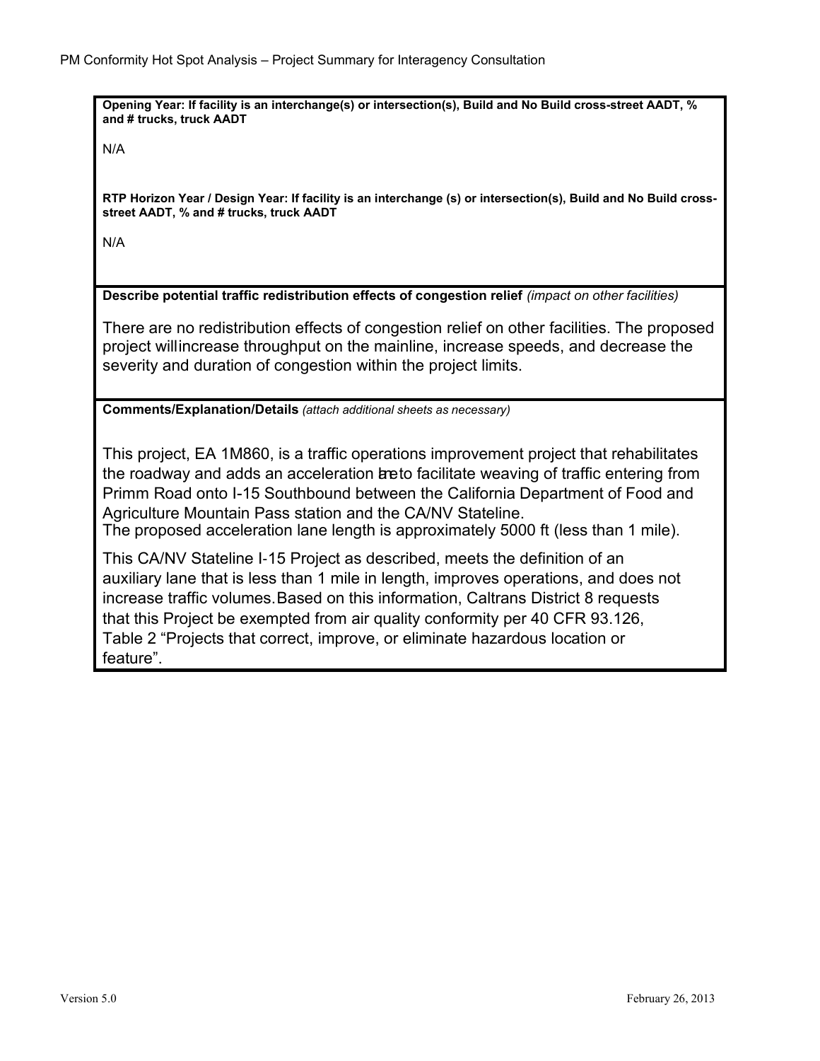**Opening Year: If facility is an interchange(s) or intersection(s), Build and No Build cross-street AADT, % and # trucks, truck AADT**

N/A

**RTP Horizon Year / Design Year: If facility is an interchange (s) or intersection(s), Build and No Build cross-street AADT, % and # trucks, truck AADT**

N/A

**Describe potential traffic redistribution effects of congestion relief** *(impact on other facilities)*

There are no redistribution effects of congestion relief on other facilities. The proposed project will increase throughput on the mainline, increase speeds, and decrease the severity and duration of congestion within the project limits.

**Comments/Explanation/Details** *(attach additional sheets as necessary)*

This project, EA 1M860, is a traffic operations improvement project that rehabilitates the roadway and adds an acceleration lane to facilitate weaving of traffic entering from Primm Road onto I-15 Southbound between the California Department of Food and Agriculture Mountain Pass station and the CA/NV Stateline.
The proposed acceleration lane length is approximately 5000 ft (less than 1 mile).

This CA/NV Stateline I-15 Project as described, meets the definition of an auxiliary lane that is less than 1 mile in length, improves operations, and does not increase traffic volumes. Based on this information, Caltrans District 8 requests that this Project be exempted from air quality conformity per 40 CFR 93.126, Table 2 "Projects that correct, improve, or eliminate hazardous location or feature".